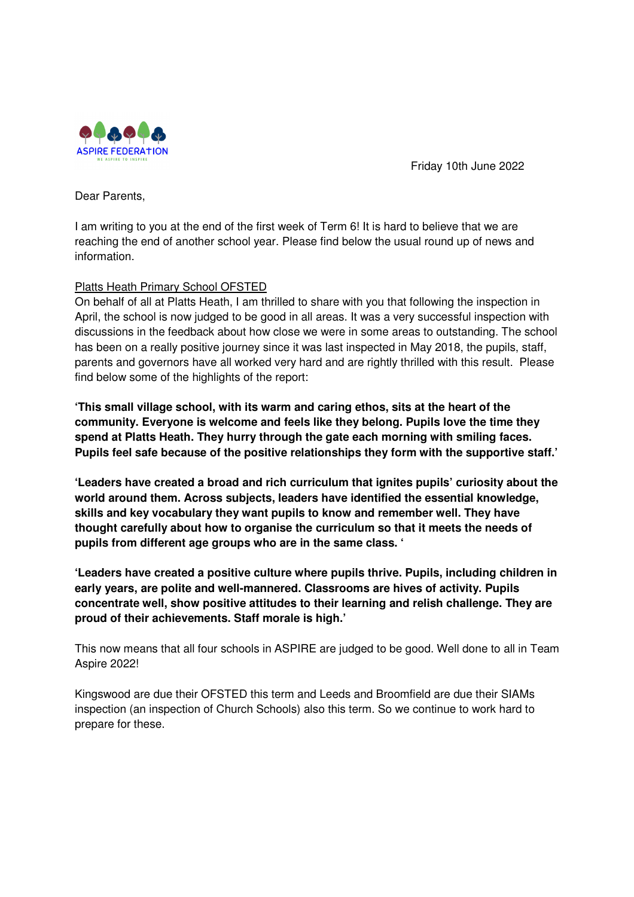ASPIRE FEDERATION

WE ASPIRE TO INSPIRE

Friday 10th June 2022

Dear Parents,

I am writing to you at the end of the first week of Term 6! It is hard to believe that we are reaching the end of another school year. Please find below the usual round up of news and information.

Platts Heath Primary School OFSTED

On behalf of all at Platts Heath, I am thrilled to share with you that following the inspection in April, the school is now judged to be good in all areas. It was a very successful inspection with discussions in the feedback about how close we were in some areas to outstanding. The school has been on a really positive journey since it was last inspected in May 2018, the pupils, staff, parents and governors have all worked very hard and are rightly thrilled with this result. Please find below some of the highlights of the report:

**'This small village school, with its warm and caring ethos, sits at the heart of the community. Everyone is welcome and feels like they belong. Pupils love the time they spend at Platts Heath. They hurry through the gate each morning with smiling faces. Pupils feel safe because of the positive relationships they form with the supportive staff.'**

**'Leaders have created a broad and rich curriculum that ignites pupils' curiosity about the world around them. Across subjects, leaders have identified the essential knowledge, skills and key vocabulary they want pupils to know and remember well. They have thought carefully about how to organise the curriculum so that it meets the needs of pupils from different age groups who are in the same class. '**

**'Leaders have created a positive culture where pupils thrive. Pupils, including children in early years, are polite and well-mannered. Classrooms are hives of activity. Pupils concentrate well, show positive attitudes to their learning and relish challenge. They are proud of their achievements. Staff morale is high.'**

This now means that all four schools in ASPIRE are judged to be good. Well done to all in Team Aspire 2022!

Kingswood are due their OFSTED this term and Leeds and Broomfield are due their SIAMs inspection (an inspection of Church Schools) also this term. So we continue to work hard to prepare for these.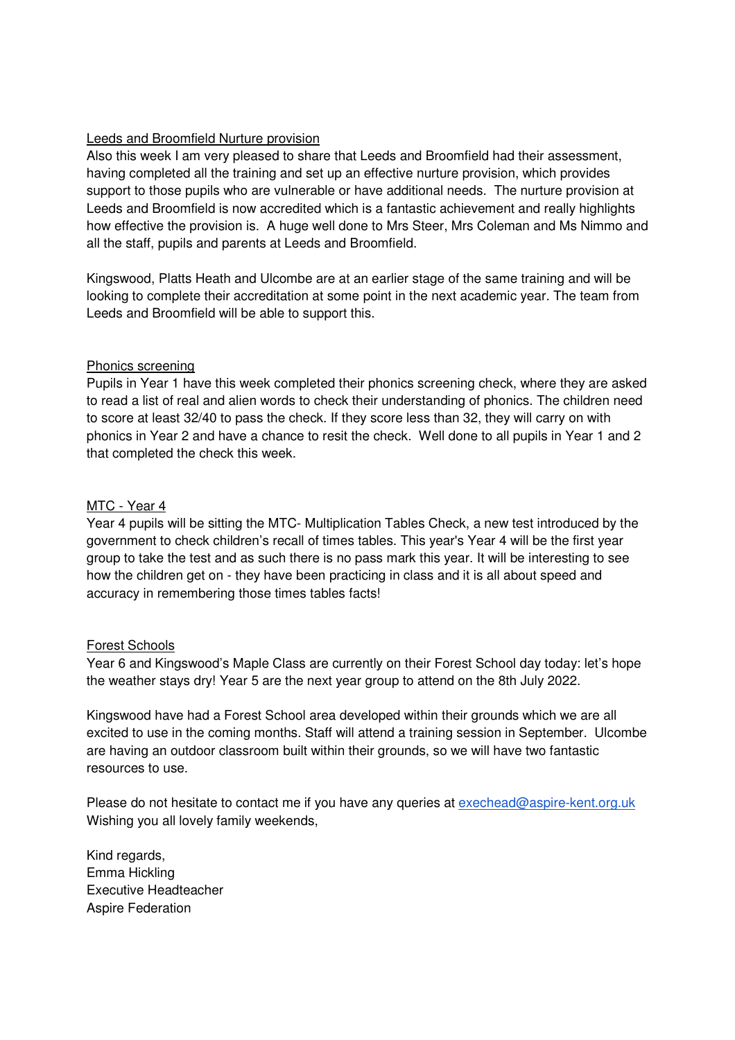## Leeds and Broomfield Nurture provision

Also this week I am very pleased to share that Leeds and Broomfield had their assessment, having completed all the training and set up an effective nurture provision, which provides support to those pupils who are vulnerable or have additional needs. The nurture provision at Leeds and Broomfield is now accredited which is a fantastic achievement and really highlights how effective the provision is. A huge well done to Mrs Steer, Mrs Coleman and Ms Nimmo and all the staff, pupils and parents at Leeds and Broomfield.

Kingswood, Platts Heath and Ulcombe are at an earlier stage of the same training and will be looking to complete their accreditation at some point in the next academic year. The team from Leeds and Broomfield will be able to support this.

## Phonics screening

Pupils in Year 1 have this week completed their phonics screening check, where they are asked to read a list of real and alien words to check their understanding of phonics. The children need to score at least 32/40 to pass the check. If they score less than 32, they will carry on with phonics in Year 2 and have a chance to resit the check. Well done to all pupils in Year 1 and 2 that completed the check this week.

## MTC - Year 4

Year 4 pupils will be sitting the MTC- Multiplication Tables Check, a new test introduced by the government to check children's recall of times tables. This year's Year 4 will be the first year group to take the test and as such there is no pass mark this year. It will be interesting to see how the children get on - they have been practicing in class and it is all about speed and accuracy in remembering those times tables facts!

## Forest Schools

Year 6 and Kingswood's Maple Class are currently on their Forest School day today: let's hope the weather stays dry! Year 5 are the next year group to attend on the 8th July 2022.

Kingswood have had a Forest School area developed within their grounds which we are all excited to use in the coming months. Staff will attend a training session in September. Ulcombe are having an outdoor classroom built within their grounds, so we will have two fantastic resources to use.

Please do not hesitate to contact me if you have any queries at [exechead@aspire-kent.org.uk](mailto:exechead@aspire-kent.org.uk)
Wishing you all lovely family weekends,

Kind regards,
Emma Hickling
Executive Headteacher
Aspire Federation